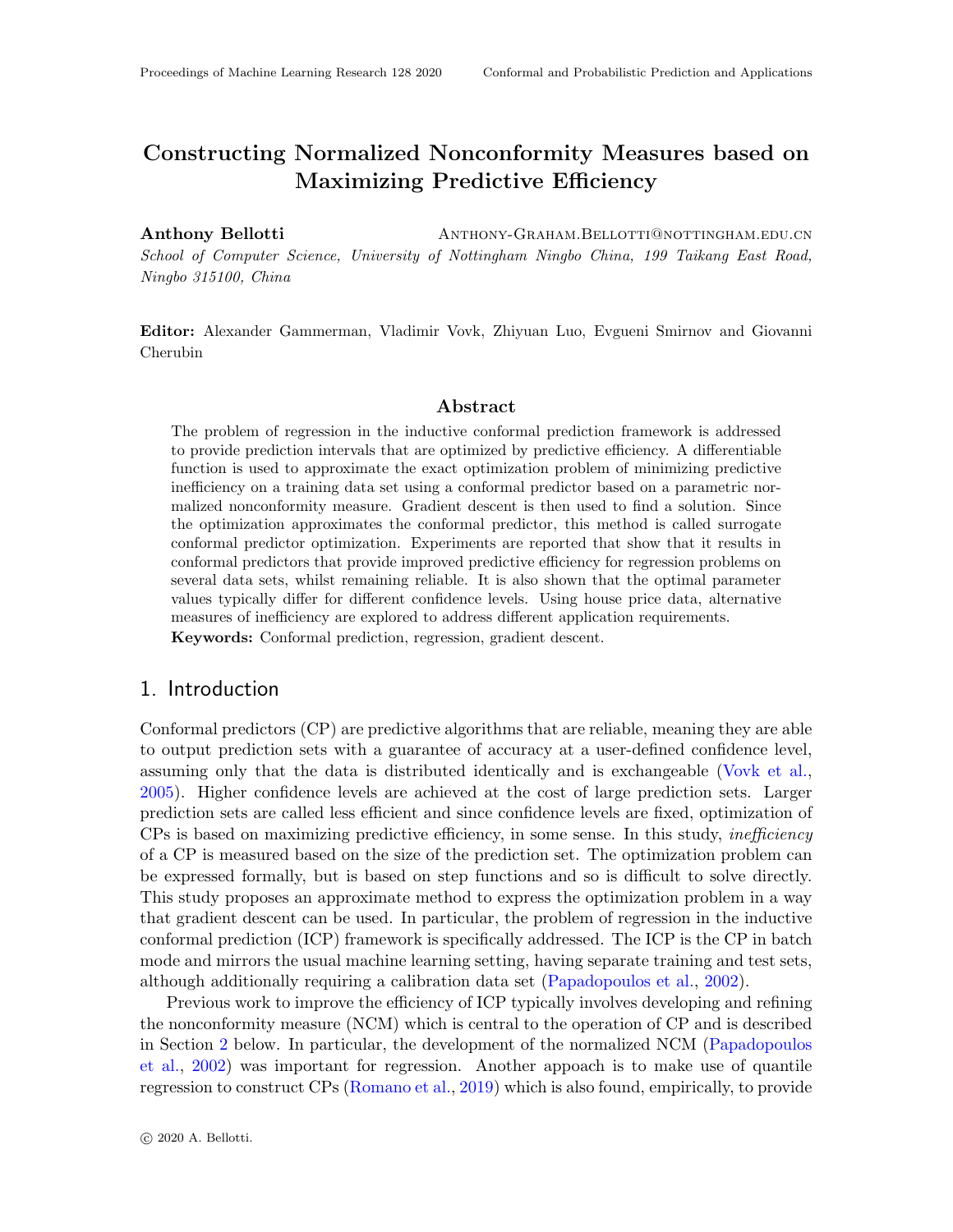# Constructing Normalized Nonconformity Measures based on Maximizing Predictive Efficiency

**Anthony Bellotti** ANTHONY-GRAHAM.BELLOTTI@NOTTINGHAM.EDU.CN
*School of Computer Science, University of Nottingham Ningbo China, 199 Taikang East Road, Ningbo 315100, China*

**Editor:** Alexander Gammerman, Vladimir Vovk, Zhiyuan Luo, Evgueni Smirnov and Giovanni Cherubin

## Abstract

The problem of regression in the inductive conformal prediction framework is addressed to provide prediction intervals that are optimized by predictive efficiency. A differentiable function is used to approximate the exact optimization problem of minimizing predictive inefficiency on a training data set using a conformal predictor based on a parametric normalized nonconformity measure. Gradient descent is then used to find a solution. Since the optimization approximates the conformal predictor, this method is called surrogate conformal predictor optimization. Experiments are reported that show that it results in conformal predictors that provide improved predictive efficiency for regression problems on several data sets, whilst remaining reliable. It is also shown that the optimal parameter values typically differ for different confidence levels. Using house price data, alternative measures of inefficiency are explored to address different application requirements.

**Keywords:** Conformal prediction, regression, gradient descent.

## 1. Introduction

Conformal predictors (CP) are predictive algorithms that are reliable, meaning they are able to output prediction sets with a guarantee of accuracy at a user-defined confidence level, assuming only that the data is distributed identically and is exchangeable (Vovk et al., 2005). Higher confidence levels are achieved at the cost of large prediction sets. Larger prediction sets are called less efficient and since confidence levels are fixed, optimization of CPs is based on maximizing predictive efficiency, in some sense. In this study, *inefficiency* of a CP is measured based on the size of the prediction set. The optimization problem can be expressed formally, but is based on step functions and so is difficult to solve directly. This study proposes an approximate method to express the optimization problem in a way that gradient descent can be used. In particular, the problem of regression in the inductive conformal prediction (ICP) framework is specifically addressed. The ICP is the CP in batch mode and mirrors the usual machine learning setting, having separate training and test sets, although additionally requiring a calibration data set (Papadopoulos et al., 2002).

Previous work to improve the efficiency of ICP typically involves developing and refining the nonconformity measure (NCM) which is central to the operation of CP and is described in Section 2 below. In particular, the development of the normalized NCM (Papadopoulos et al., 2002) was important for regression. Another appoach is to make use of quantile regression to construct CPs (Romano et al., 2019) which is also found, empirically, to provide

© 2020 A. Bellotti.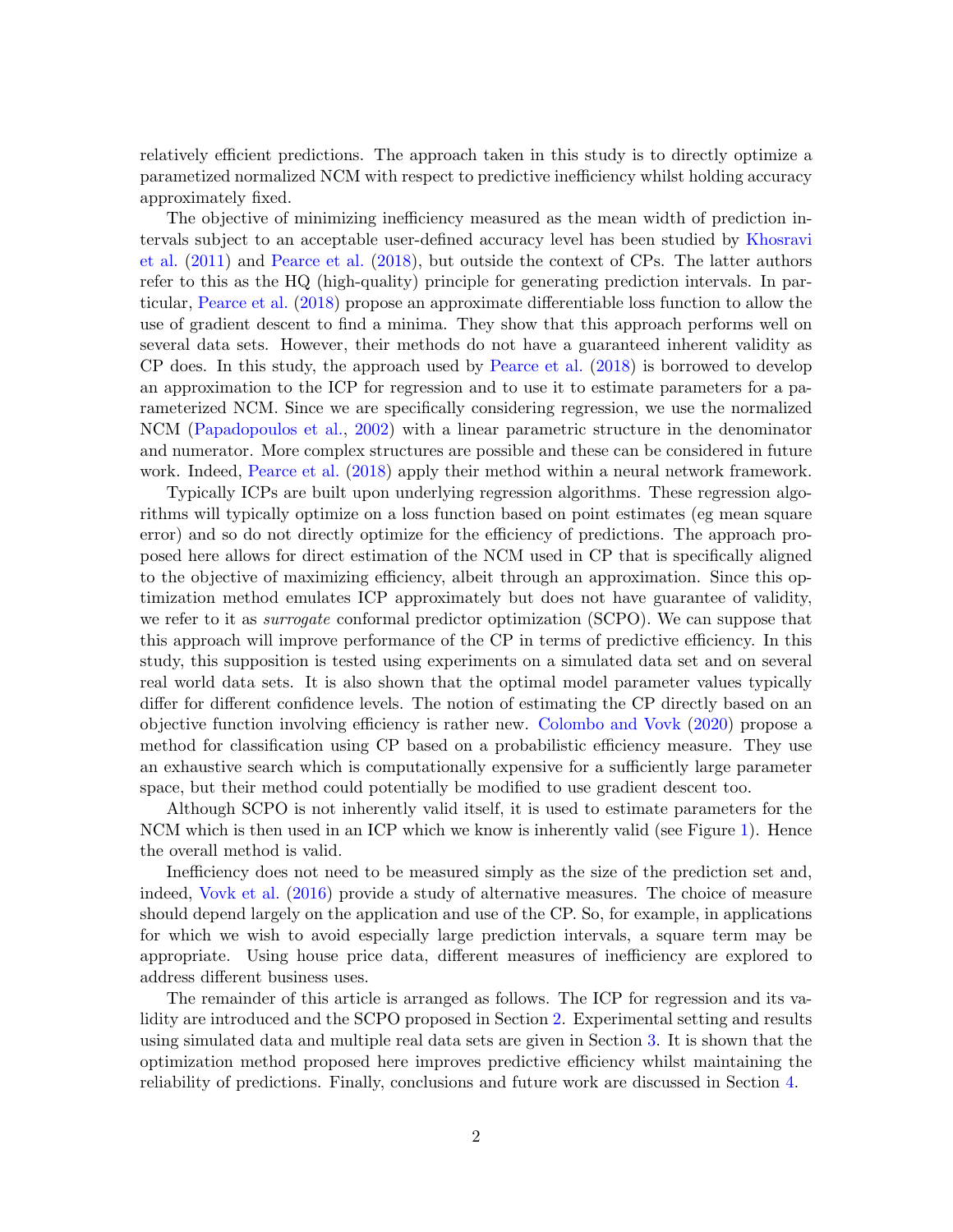relatively efficient predictions. The approach taken in this study is to directly optimize a parametized normalized NCM with respect to predictive inefficiency whilst holding accuracy approximately fixed.

The objective of minimizing inefficiency measured as the mean width of prediction intervals subject to an acceptable user-defined accuracy level has been studied by Khosravi et al. (2011) and Pearce et al. (2018), but outside the context of CPs. The latter authors refer to this as the HQ (high-quality) principle for generating prediction intervals. In particular, Pearce et al. (2018) propose an approximate differentiable loss function to allow the use of gradient descent to find a minima. They show that this approach performs well on several data sets. However, their methods do not have a guaranteed inherent validity as CP does. In this study, the approach used by Pearce et al. (2018) is borrowed to develop an approximation to the ICP for regression and to use it to estimate parameters for a parameterized NCM. Since we are specifically considering regression, we use the normalized NCM (Papadopoulos et al., 2002) with a linear parametric structure in the denominator and numerator. More complex structures are possible and these can be considered in future work. Indeed, Pearce et al. (2018) apply their method within a neural network framework.

Typically ICPs are built upon underlying regression algorithms. These regression algorithms will typically optimize on a loss function based on point estimates (eg mean square error) and so do not directly optimize for the efficiency of predictions. The approach proposed here allows for direct estimation of the NCM used in CP that is specifically aligned to the objective of maximizing efficiency, albeit through an approximation. Since this optimization method emulates ICP approximately but does not have guarantee of validity, we refer to it as *surrogate* conformal predictor optimization (SCPO). We can suppose that this approach will improve performance of the CP in terms of predictive efficiency. In this study, this supposition is tested using experiments on a simulated data set and on several real world data sets. It is also shown that the optimal model parameter values typically differ for different confidence levels. The notion of estimating the CP directly based on an objective function involving efficiency is rather new. Colombo and Vovk (2020) propose a method for classification using CP based on a probabilistic efficiency measure. They use an exhaustive search which is computationally expensive for a sufficiently large parameter space, but their method could potentially be modified to use gradient descent too.

Although SCPO is not inherently valid itself, it is used to estimate parameters for the NCM which is then used in an ICP which we know is inherently valid (see Figure 1). Hence the overall method is valid.

Inefficiency does not need to be measured simply as the size of the prediction set and, indeed, Vovk et al. (2016) provide a study of alternative measures. The choice of measure should depend largely on the application and use of the CP. So, for example, in applications for which we wish to avoid especially large prediction intervals, a square term may be appropriate. Using house price data, different measures of inefficiency are explored to address different business uses.

The remainder of this article is arranged as follows. The ICP for regression and its validity are introduced and the SCPO proposed in Section 2. Experimental setting and results using simulated data and multiple real data sets are given in Section 3. It is shown that the optimization method proposed here improves predictive efficiency whilst maintaining the reliability of predictions. Finally, conclusions and future work are discussed in Section 4.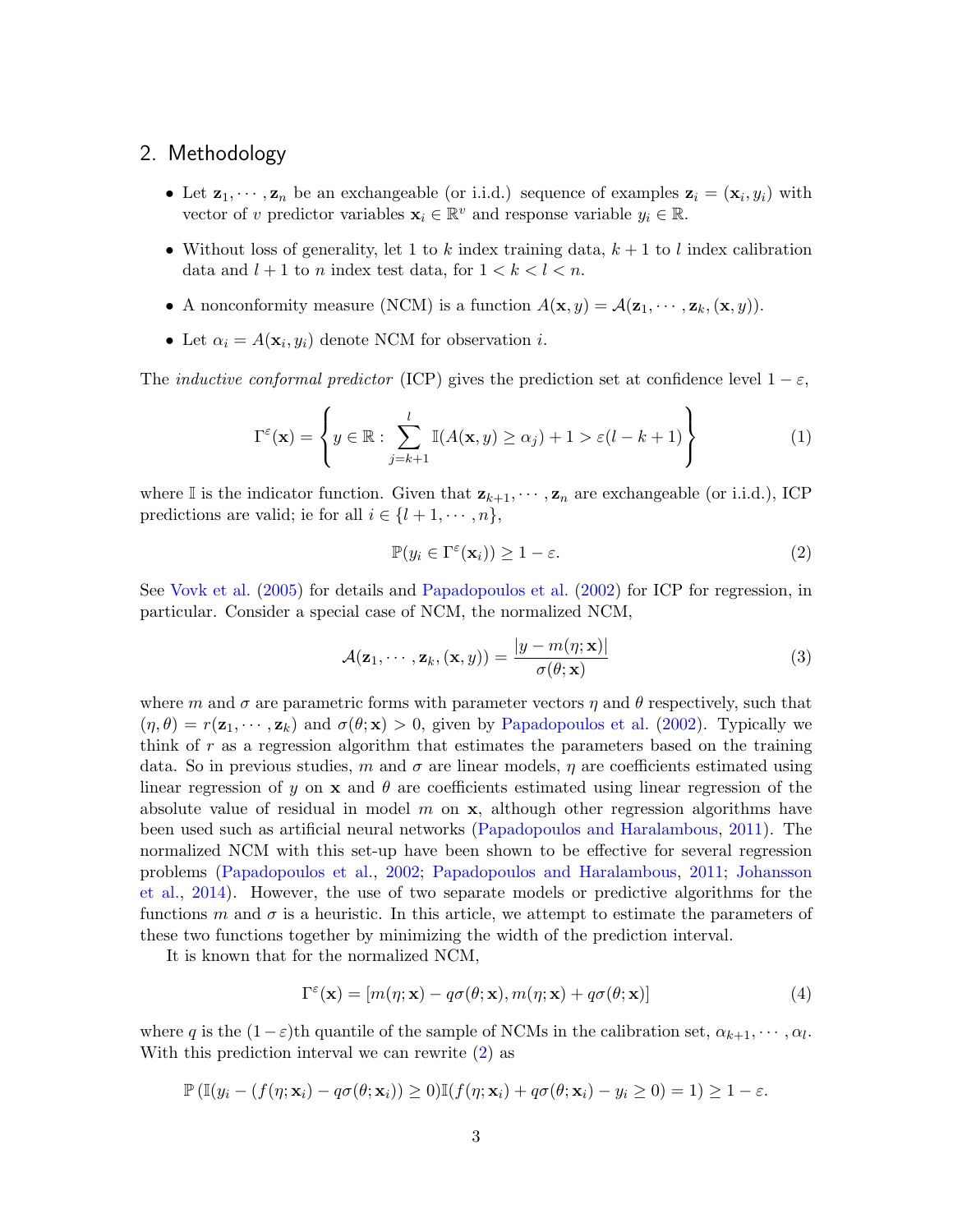## 2. Methodology

- Let $\mathbf{z}_1, \cdots, \mathbf{z}_n$ be an exchangeable (or i.i.d.) sequence of examples $\mathbf{z}_i = (\mathbf{x}_i, y_i)$ with vector of $v$ predictor variables $\mathbf{x}_i \in \mathbb{R}^v$ and response variable $y_i \in \mathbb{R}$.
- Without loss of generality, let 1 to $k$ index training data, $k+1$ to $l$ index calibration data and $l+1$ to $n$ index test data, for $1 < k < l < n$.
- A nonconformity measure (NCM) is a function $A(\mathbf{x}, y) = \mathcal{A}(\mathbf{z}_1, \cdots, \mathbf{z}_k, (\mathbf{x}, y))$.
- Let $\alpha_i = A(\mathbf{x}_i, y_i)$ denote NCM for observation $i$.

The *inductive conformal predictor* (ICP) gives the prediction set at confidence level $1 - \varepsilon$,

$$\Gamma^{\varepsilon}(\mathbf{x}) = \left\{ y \in \mathbb{R} : \sum_{j=k+1}^{l} \mathbb{I}(A(\mathbf{x}, y) \geq \alpha_j) + 1 > \varepsilon(l - k + 1) \right\} \tag{1}$$

where $\mathbb{I}$ is the indicator function. Given that $\mathbf{z}_{k+1}, \cdots, \mathbf{z}_n$ are exchangeable (or i.i.d.), ICP predictions are valid; ie for all $i \in \{l+1, \cdots, n\}$,

$$\mathbb{P}(y_i \in \Gamma^{\varepsilon}(\mathbf{x}_i)) \geq 1 - \varepsilon. \tag{2}$$

See Vovk et al. (2005) for details and Papadopoulos et al. (2002) for ICP for regression, in particular. Consider a special case of NCM, the normalized NCM,

$$\mathcal{A}(\mathbf{z}_1, \cdots, \mathbf{z}_k, (\mathbf{x}, y)) = \frac{|y - m(\eta; \mathbf{x})|}{\sigma(\theta; \mathbf{x})} \tag{3}$$

where $m$ and $\sigma$ are parametric forms with parameter vectors $\eta$ and $\theta$ respectively, such that $(\eta, \theta) = r(\mathbf{z}_1, \cdots, \mathbf{z}_k)$ and $\sigma(\theta; \mathbf{x}) > 0$, given by Papadopoulos et al. (2002). Typically we think of $r$ as a regression algorithm that estimates the parameters based on the training data. So in previous studies, $m$ and $\sigma$ are linear models, $\eta$ are coefficients estimated using linear regression of $y$ on $\mathbf{x}$ and $\theta$ are coefficients estimated using linear regression of the absolute value of residual in model $m$ on $\mathbf{x}$, although other regression algorithms have been used such as artificial neural networks (Papadopoulos and Haralambous, 2011). The normalized NCM with this set-up have been shown to be effective for several regression problems (Papadopoulos et al., 2002; Papadopoulos and Haralambous, 2011; Johansson et al., 2014). However, the use of two separate models or predictive algorithms for the functions $m$ and $\sigma$ is a heuristic. In this article, we attempt to estimate the parameters of these two functions together by minimizing the width of the prediction interval.

It is known that for the normalized NCM,

$$\Gamma^{\varepsilon}(\mathbf{x}) = [m(\eta; \mathbf{x}) - q\sigma(\theta; \mathbf{x}), m(\eta; \mathbf{x}) + q\sigma(\theta; \mathbf{x})] \tag{4}$$

where $q$ is the $(1-\varepsilon)$th quantile of the sample of NCMs in the calibration set, $\alpha_{k+1}, \cdots, \alpha_l$. With this prediction interval we can rewrite (2) as

$$\mathbb{P}\left(\mathbb{I}(y_i - (f(\eta; \mathbf{x}_i) - q\sigma(\theta; \mathbf{x}_i)) \geq 0)\mathbb{I}(f(\eta; \mathbf{x}_i) + q\sigma(\theta; \mathbf{x}_i) - y_i \geq 0) = 1\right) \geq 1 - \varepsilon.$$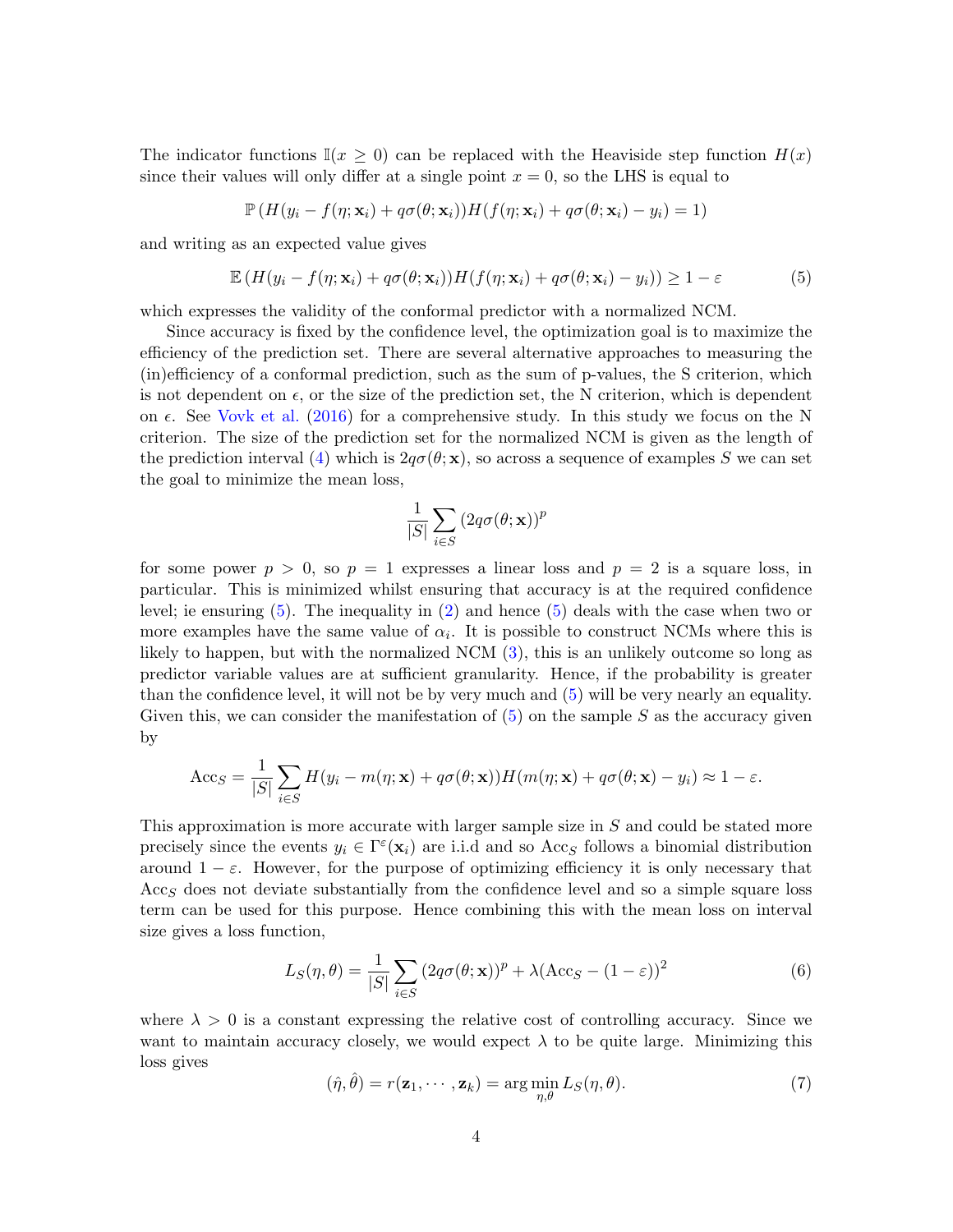The indicator functions $\mathbb{I}(x \geq 0)$ can be replaced with the Heaviside step function $H(x)$ since their values will only differ at a single point $x = 0$, so the LHS is equal to

$$\mathbb{P}\left(H(y_i - f(\eta; \mathbf{x}_i) + q\sigma(\theta; \mathbf{x}_i))H(f(\eta; \mathbf{x}_i) + q\sigma(\theta; \mathbf{x}_i) - y_i) = 1\right)$$

and writing as an expected value gives

$$\mathbb{E}\left(H(y_i - f(\eta; \mathbf{x}_i) + q\sigma(\theta; \mathbf{x}_i))H(f(\eta; \mathbf{x}_i) + q\sigma(\theta; \mathbf{x}_i) - y_i)\right) \geq 1 - \varepsilon \tag{5}$$

which expresses the validity of the conformal predictor with a normalized NCM.

Since accuracy is fixed by the confidence level, the optimization goal is to maximize the efficiency of the prediction set. There are several alternative approaches to measuring the (in)efficiency of a conformal prediction, such as the sum of p-values, the S criterion, which is not dependent on $\epsilon$, or the size of the prediction set, the N criterion, which is dependent on $\epsilon$. See Vovk et al. (2016) for a comprehensive study. In this study we focus on the N criterion. The size of the prediction set for the normalized NCM is given as the length of the prediction interval (4) which is $2q\sigma(\theta; \mathbf{x})$, so across a sequence of examples $S$ we can set the goal to minimize the mean loss,

$$\frac{1}{|S|}\sum_{i \in S}(2q\sigma(\theta; \mathbf{x}))^p$$

for some power $p > 0$, so $p = 1$ expresses a linear loss and $p = 2$ is a square loss, in particular. This is minimized whilst ensuring that accuracy is at the required confidence level; ie ensuring (5). The inequality in (2) and hence (5) deals with the case when two or more examples have the same value of $\alpha_i$. It is possible to construct NCMs where this is likely to happen, but with the normalized NCM (3), this is an unlikely outcome so long as predictor variable values are at sufficient granularity. Hence, if the probability is greater than the confidence level, it will not be by very much and (5) will be very nearly an equality. Given this, we can consider the manifestation of (5) on the sample $S$ as the accuracy given by

$$\mathrm{Acc}_S = \frac{1}{|S|}\sum_{i \in S} H(y_i - m(\eta; \mathbf{x}) + q\sigma(\theta; \mathbf{x}))H(m(\eta; \mathbf{x}) + q\sigma(\theta; \mathbf{x}) - y_i) \approx 1 - \varepsilon.$$

This approximation is more accurate with larger sample size in $S$ and could be stated more precisely since the events $y_i \in \Gamma^{\varepsilon}(\mathbf{x}_i)$ are i.i.d and so $\mathrm{Acc}_S$ follows a binomial distribution around $1 - \varepsilon$. However, for the purpose of optimizing efficiency it is only necessary that $\mathrm{Acc}_S$ does not deviate substantially from the confidence level and so a simple square loss term can be used for this purpose. Hence combining this with the mean loss on interval size gives a loss function,

$$L_S(\eta, \theta) = \frac{1}{|S|}\sum_{i \in S}(2q\sigma(\theta; \mathbf{x}))^p + \lambda(\mathrm{Acc}_S - (1 - \varepsilon))^2 \tag{6}$$

where $\lambda > 0$ is a constant expressing the relative cost of controlling accuracy. Since we want to maintain accuracy closely, we would expect $\lambda$ to be quite large. Minimizing this loss gives

$$(\hat{\eta}, \hat{\theta}) = r(\mathbf{z}_1, \cdots, \mathbf{z}_k) = \arg\min_{\eta, \theta} L_S(\eta, \theta). \tag{7}$$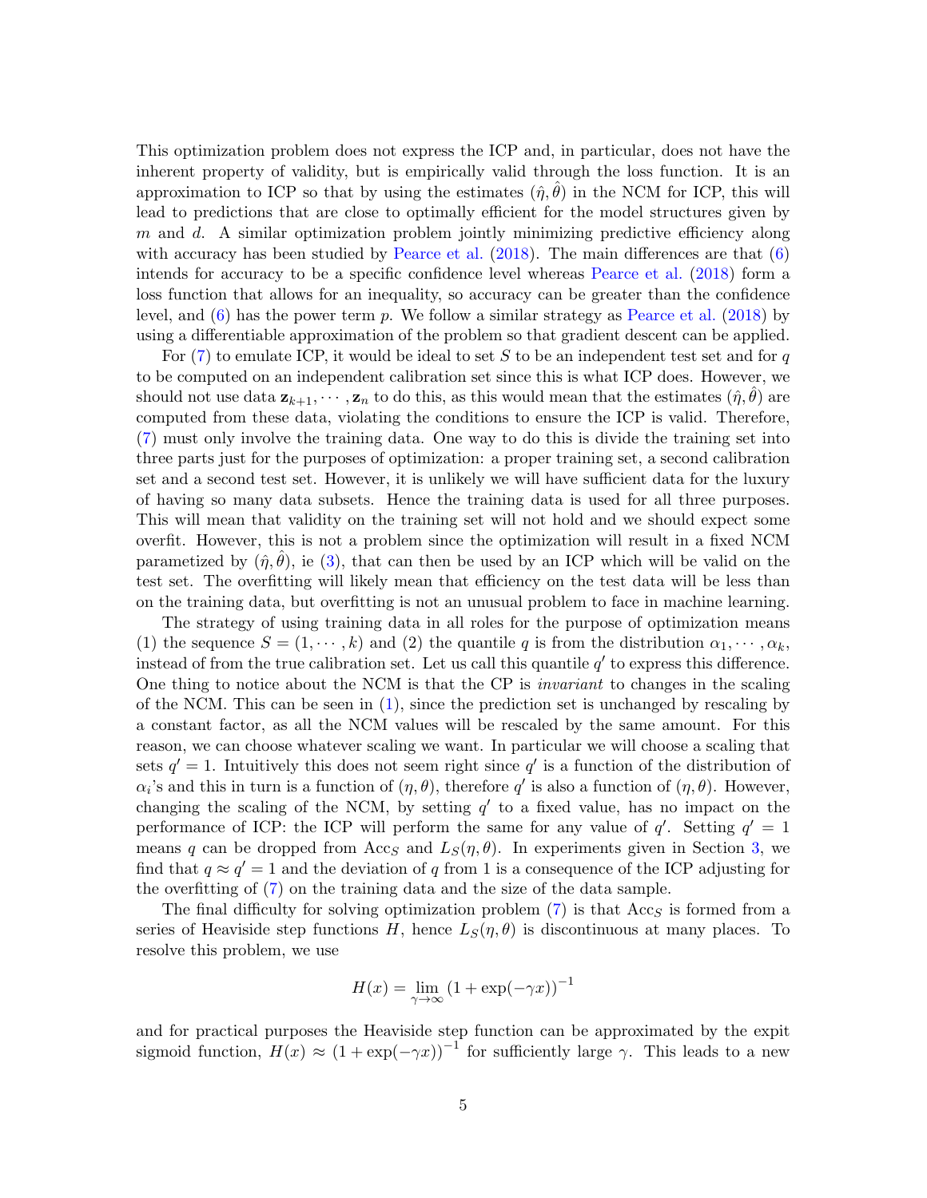This optimization problem does not express the ICP and, in particular, does not have the inherent property of validity, but is empirically valid through the loss function. It is an approximation to ICP so that by using the estimates $(\hat{\eta}, \hat{\theta})$ in the NCM for ICP, this will lead to predictions that are close to optimally efficient for the model structures given by $m$ and $d$. A similar optimization problem jointly minimizing predictive efficiency along with accuracy has been studied by Pearce et al. (2018). The main differences are that (6) intends for accuracy to be a specific confidence level whereas Pearce et al. (2018) form a loss function that allows for an inequality, so accuracy can be greater than the confidence level, and (6) has the power term $p$. We follow a similar strategy as Pearce et al. (2018) by using a differentiable approximation of the problem so that gradient descent can be applied.

For (7) to emulate ICP, it would be ideal to set $S$ to be an independent test set and for $q$ to be computed on an independent calibration set since this is what ICP does. However, we should not use data $\mathbf{z}_{k+1}, \cdots, \mathbf{z}_n$ to do this, as this would mean that the estimates $(\hat{\eta}, \hat{\theta})$ are computed from these data, violating the conditions to ensure the ICP is valid. Therefore, (7) must only involve the training data. One way to do this is divide the training set into three parts just for the purposes of optimization: a proper training set, a second calibration set and a second test set. However, it is unlikely we will have sufficient data for the luxury of having so many data subsets. Hence the training data is used for all three purposes. This will mean that validity on the training set will not hold and we should expect some overfit. However, this is not a problem since the optimization will result in a fixed NCM parametized by $(\hat{\eta}, \hat{\theta})$, ie (3), that can then be used by an ICP which will be valid on the test set. The overfitting will likely mean that efficiency on the test data will be less than on the training data, but overfitting is not an unusual problem to face in machine learning.

The strategy of using training data in all roles for the purpose of optimization means (1) the sequence $S = (1, \cdots, k)$ and (2) the quantile $q$ is from the distribution $\alpha_1, \cdots, \alpha_k$, instead of from the true calibration set. Let us call this quantile $q'$ to express this difference. One thing to notice about the NCM is that the CP is *invariant* to changes in the scaling of the NCM. This can be seen in (1), since the prediction set is unchanged by rescaling by a constant factor, as all the NCM values will be rescaled by the same amount. For this reason, we can choose whatever scaling we want. In particular we will choose a scaling that sets $q' = 1$. Intuitively this does not seem right since $q'$ is a function of the distribution of $\alpha_i$'s and this in turn is a function of $(\eta, \theta)$, therefore $q'$ is also a function of $(\eta, \theta)$. However, changing the scaling of the NCM, by setting $q'$ to a fixed value, has no impact on the performance of ICP: the ICP will perform the same for any value of $q'$. Setting $q' = 1$ means $q$ can be dropped from $\text{Acc}_S$ and $L_S(\eta, \theta)$. In experiments given in Section 3, we find that $q \approx q' = 1$ and the deviation of $q$ from 1 is a consequence of the ICP adjusting for the overfitting of (7) on the training data and the size of the data sample.

The final difficulty for solving optimization problem (7) is that $\text{Acc}_S$ is formed from a series of Heaviside step functions $H$, hence $L_S(\eta, \theta)$ is discontinuous at many places. To resolve this problem, we use

$$H(x) = \lim_{\gamma \to \infty} (1 + \exp(-\gamma x))^{-1}$$

and for practical purposes the Heaviside step function can be approximated by the expit sigmoid function, $H(x) \approx (1 + \exp(-\gamma x))^{-1}$ for sufficiently large $\gamma$. This leads to a new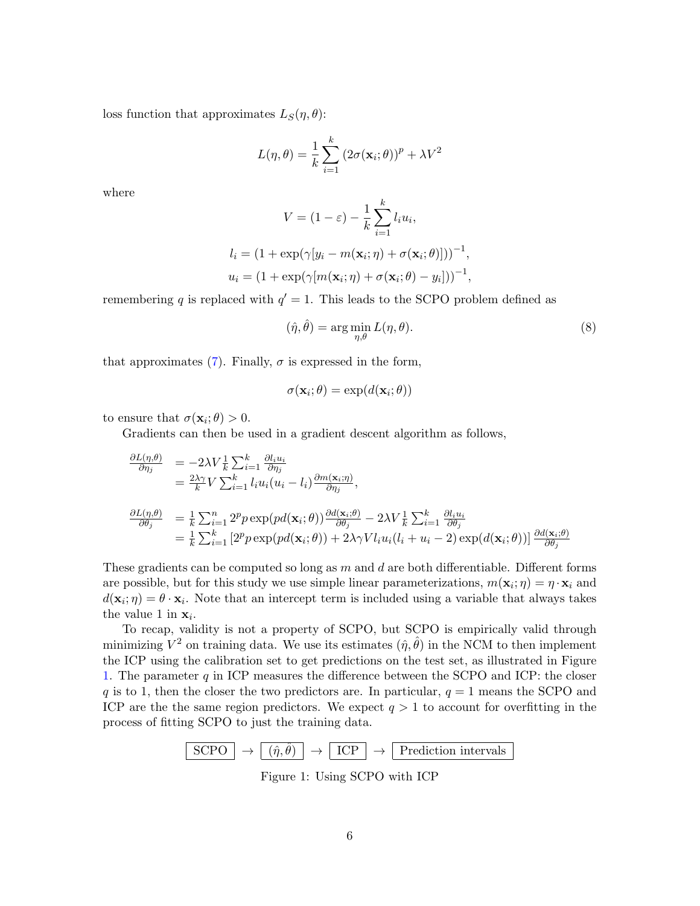loss function that approximates $L_S(\eta, \theta)$:

$$L(\eta, \theta) = \frac{1}{k}\sum_{i=1}^{k}(2\sigma(\mathbf{x}_i; \theta))^p + \lambda V^2$$

where

$$V = (1-\varepsilon) - \frac{1}{k}\sum_{i=1}^{k} l_i u_i,$$

$$l_i = (1 + \exp(\gamma[y_i - m(\mathbf{x}_i; \eta) + \sigma(\mathbf{x}_i; \theta)]))^{-1},$$

$$u_i = (1 + \exp(\gamma[m(\mathbf{x}_i; \eta) + \sigma(\mathbf{x}_i; \theta) - y_i]))^{-1},$$

remembering $q$ is replaced with $q' = 1$. This leads to the SCPO problem defined as

$$(\hat{\eta}, \hat{\theta}) = \arg\min_{\eta, \theta} L(\eta, \theta). \tag{8}$$

that approximates (7). Finally, $\sigma$ is expressed in the form,

$$\sigma(\mathbf{x}_i; \theta) = \exp(d(\mathbf{x}_i; \theta))$$

to ensure that $\sigma(\mathbf{x}_i; \theta) > 0$.

Gradients can then be used in a gradient descent algorithm as follows,

$$\begin{aligned}
\frac{\partial L(\eta,\theta)}{\partial \eta_j} &= -2\lambda V \frac{1}{k}\sum_{i=1}^{k}\frac{\partial l_i u_i}{\partial \eta_j} \\
&= \frac{2\lambda\gamma}{k} V \sum_{i=1}^{k} l_i u_i (u_i - l_i)\frac{\partial m(\mathbf{x}_i;\eta)}{\partial \eta_j},
\end{aligned}$$

$$\begin{aligned}
\frac{\partial L(\eta,\theta)}{\partial \theta_j} &= \frac{1}{k}\sum_{i=1}^{n} 2^p p \exp(p d(\mathbf{x}_i;\theta))\frac{\partial d(\mathbf{x}_i;\theta)}{\partial \theta_j} - 2\lambda V \frac{1}{k}\sum_{i=1}^{k}\frac{\partial l_i u_i}{\partial \theta_j} \\
&= \frac{1}{k}\sum_{i=1}^{k}\left[2^p p \exp(p d(\mathbf{x}_i;\theta)) + 2\lambda\gamma V l_i u_i (l_i + u_i - 2)\exp(d(\mathbf{x}_i;\theta))\right]\frac{\partial d(\mathbf{x}_i;\theta)}{\partial \theta_j}
\end{aligned}$$

These gradients can be computed so long as $m$ and $d$ are both differentiable. Different forms are possible, but for this study we use simple linear parameterizations, $m(\mathbf{x}_i; \eta) = \eta \cdot \mathbf{x}_i$ and $d(\mathbf{x}_i; \eta) = \theta \cdot \mathbf{x}_i$. Note that an intercept term is included using a variable that always takes the value 1 in $\mathbf{x}_i$.

To recap, validity is not a property of SCPO, but SCPO is empirically valid through minimizing $V^2$ on training data. We use its estimates $(\hat{\eta}, \hat{\theta})$ in the NCM to then implement the ICP using the calibration set to get predictions on the test set, as illustrated in Figure 1. The parameter $q$ in ICP measures the difference between the SCPO and ICP: the closer $q$ is to 1, then the closer the two predictors are. In particular, $q = 1$ means the SCPO and ICP are the the same region predictors. We expect $q > 1$ to account for overfitting in the process of fitting SCPO to just the training data.

SCPO → $(\hat{\eta}, \hat{\theta})$ → ICP → Prediction intervals

Figure 1: Using SCPO with ICP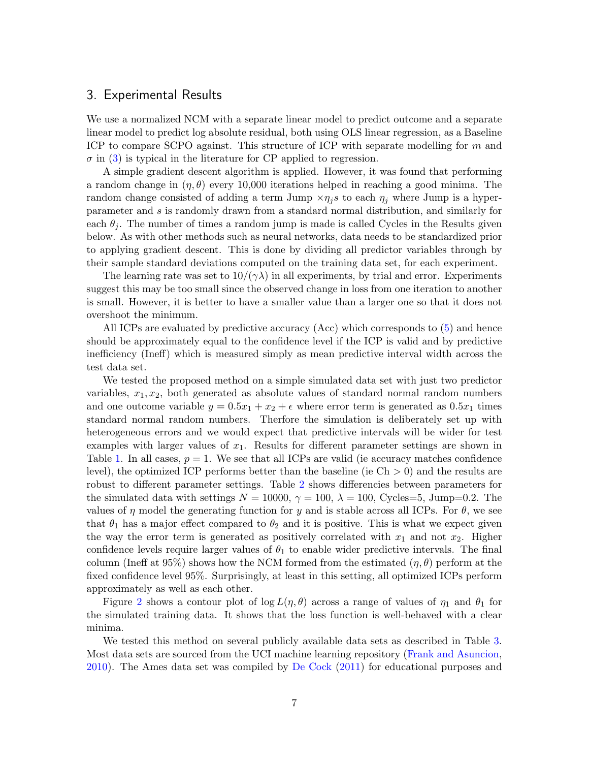## 3. Experimental Results

We use a normalized NCM with a separate linear model to predict outcome and a separate linear model to predict log absolute residual, both using OLS linear regression, as a Baseline ICP to compare SCPO against. This structure of ICP with separate modelling for $m$ and $\sigma$ in (3) is typical in the literature for CP applied to regression.

A simple gradient descent algorithm is applied. However, it was found that performing a random change in $(\eta, \theta)$ every 10,000 iterations helped in reaching a good minima. The random change consisted of adding a term Jump $\times \eta_j s$ to each $\eta_j$ where Jump is a hyperparameter and $s$ is randomly drawn from a standard normal distribution, and similarly for each $\theta_j$. The number of times a random jump is made is called Cycles in the Results given below. As with other methods such as neural networks, data needs to be standardized prior to applying gradient descent. This is done by dividing all predictor variables through by their sample standard deviations computed on the training data set, for each experiment.

The learning rate was set to $10/(\gamma\lambda)$ in all experiments, by trial and error. Experiments suggest this may be too small since the observed change in loss from one iteration to another is small. However, it is better to have a smaller value than a larger one so that it does not overshoot the minimum.

All ICPs are evaluated by predictive accuracy (Acc) which corresponds to (5) and hence should be approximately equal to the confidence level if the ICP is valid and by predictive inefficiency (Ineff) which is measured simply as mean predictive interval width across the test data set.

We tested the proposed method on a simple simulated data set with just two predictor variables, $x_1, x_2$, both generated as absolute values of standard normal random numbers and one outcome variable $y = 0.5x_1 + x_2 + \epsilon$ where error term is generated as $0.5x_1$ times standard normal random numbers. Therfore the simulation is deliberately set up with heterogeneous errors and we would expect that predictive intervals will be wider for test examples with larger values of $x_1$. Results for different parameter settings are shown in Table 1. In all cases, $p = 1$. We see that all ICPs are valid (ie accuracy matches confidence level), the optimized ICP performs better than the baseline (ie Ch $> 0$) and the results are robust to different parameter settings. Table 2 shows differencies between parameters for the simulated data with settings $N = 10000$, $\gamma = 100$, $\lambda = 100$, Cycles=5, Jump=0.2. The values of $\eta$ model the generating function for $y$ and is stable across all ICPs. For $\theta$, we see that $\theta_1$ has a major effect compared to $\theta_2$ and it is positive. This is what we expect given the way the error term is generated as positively correlated with $x_1$ and not $x_2$. Higher confidence levels require larger values of $\theta_1$ to enable wider predictive intervals. The final column (Ineff at 95%) shows how the NCM formed from the estimated $(\eta, \theta)$ perform at the fixed confidence level 95%. Surprisingly, at least in this setting, all optimized ICPs perform approximately as well as each other.

Figure 2 shows a contour plot of $\log L(\eta, \theta)$ across a range of values of $\eta_1$ and $\theta_1$ for the simulated training data. It shows that the loss function is well-behaved with a clear minima.

We tested this method on several publicly available data sets as described in Table 3. Most data sets are sourced from the UCI machine learning repository (Frank and Asuncion, 2010). The Ames data set was compiled by De Cock (2011) for educational purposes and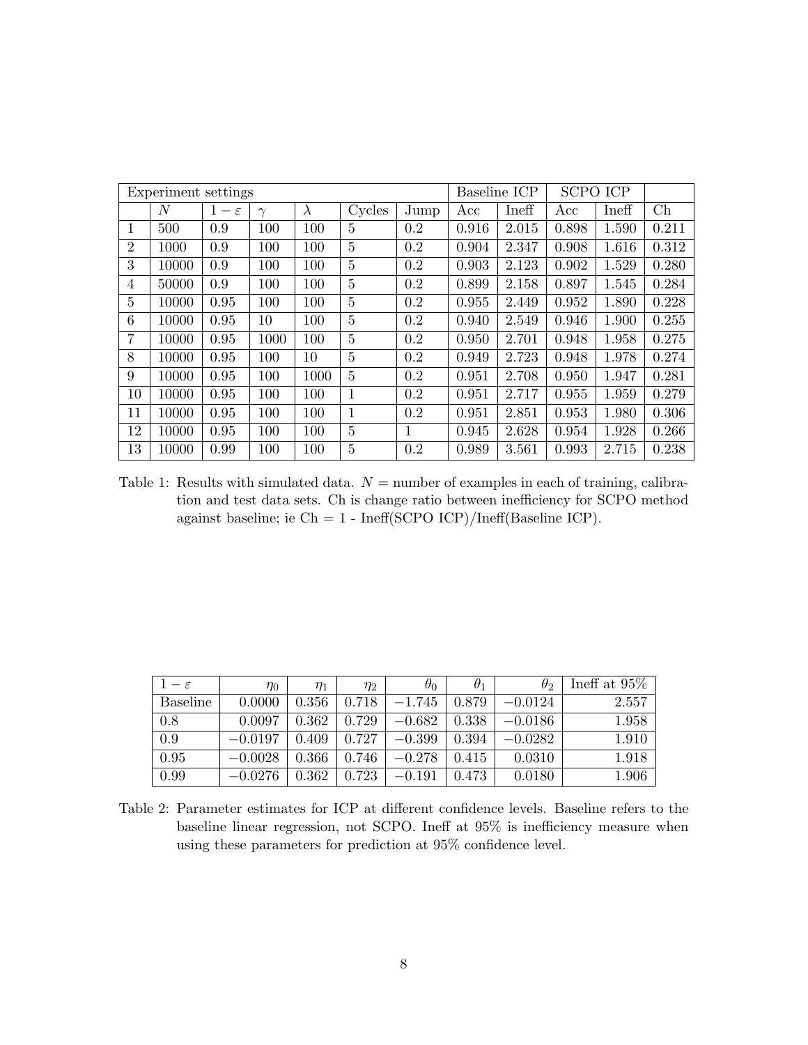| Experiment settings | | | | | | | Baseline ICP | | SCPO ICP | | |
|---|---|---|---|---|---|---|---|---|---|---|---|
| | $N$ | $1-\varepsilon$ | $\gamma$ | $\lambda$ | Cycles | Jump | Acc | Ineff | Acc | Ineff | Ch |
| 1 | 500 | 0.9 | 100 | 100 | 5 | 0.2 | 0.916 | 2.015 | 0.898 | 1.590 | 0.211 |
| 2 | 1000 | 0.9 | 100 | 100 | 5 | 0.2 | 0.904 | 2.347 | 0.908 | 1.616 | 0.312 |
| 3 | 10000 | 0.9 | 100 | 100 | 5 | 0.2 | 0.903 | 2.123 | 0.902 | 1.529 | 0.280 |
| 4 | 50000 | 0.9 | 100 | 100 | 5 | 0.2 | 0.899 | 2.158 | 0.897 | 1.545 | 0.284 |
| 5 | 10000 | 0.95 | 100 | 100 | 5 | 0.2 | 0.955 | 2.449 | 0.952 | 1.890 | 0.228 |
| 6 | 10000 | 0.95 | 10 | 100 | 5 | 0.2 | 0.940 | 2.549 | 0.946 | 1.900 | 0.255 |
| 7 | 10000 | 0.95 | 1000 | 100 | 5 | 0.2 | 0.950 | 2.701 | 0.948 | 1.958 | 0.275 |
| 8 | 10000 | 0.95 | 100 | 10 | 5 | 0.2 | 0.949 | 2.723 | 0.948 | 1.978 | 0.274 |
| 9 | 10000 | 0.95 | 100 | 1000 | 5 | 0.2 | 0.951 | 2.708 | 0.950 | 1.947 | 0.281 |
| 10 | 10000 | 0.95 | 100 | 100 | 1 | 0.2 | 0.951 | 2.717 | 0.955 | 1.959 | 0.279 |
| 11 | 10000 | 0.95 | 100 | 100 | 1 | 0.2 | 0.951 | 2.851 | 0.953 | 1.980 | 0.306 |
| 12 | 10000 | 0.95 | 100 | 100 | 5 | 1 | 0.945 | 2.628 | 0.954 | 1.928 | 0.266 |
| 13 | 10000 | 0.99 | 100 | 100 | 5 | 0.2 | 0.989 | 3.561 | 0.993 | 2.715 | 0.238 |

Table 1: Results with simulated data. $N$ = number of examples in each of training, calibration and test data sets. Ch is change ratio between inefficiency for SCPO method against baseline; ie Ch = 1 - Ineff(SCPO ICP)/Ineff(Baseline ICP).

| $1-\varepsilon$ | $\eta_0$ | $\eta_1$ | $\eta_2$ | $\theta_0$ | $\theta_1$ | $\theta_2$ | Ineff at 95% |
|---|---|---|---|---|---|---|---|
| Baseline | 0.0000 | 0.356 | 0.718 | $-1.745$ | 0.879 | $-0.0124$ | 2.557 |
| 0.8 | 0.0097 | 0.362 | 0.729 | $-0.682$ | 0.338 | $-0.0186$ | 1.958 |
| 0.9 | $-0.0197$ | 0.409 | 0.727 | $-0.399$ | 0.394 | $-0.0282$ | 1.910 |
| 0.95 | $-0.0028$ | 0.366 | 0.746 | $-0.278$ | 0.415 | 0.0310 | 1.918 |
| 0.99 | $-0.0276$ | 0.362 | 0.723 | $-0.191$ | 0.473 | 0.0180 | 1.906 |

Table 2: Parameter estimates for ICP at different confidence levels. Baseline refers to the baseline linear regression, not SCPO. Ineff at 95% is inefficiency measure when using these parameters for prediction at 95% confidence level.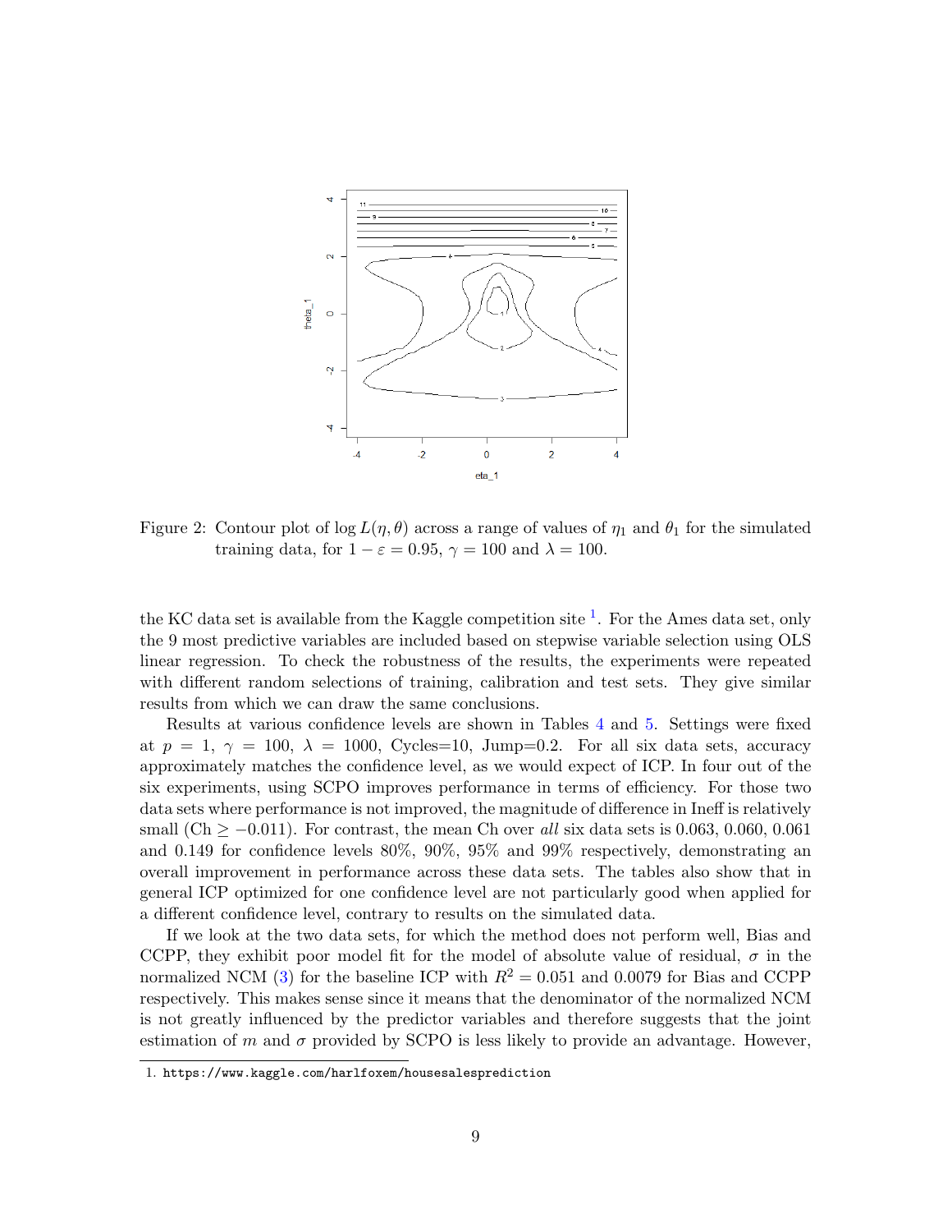Figure 2: Contour plot of $\log L(\eta, \theta)$ across a range of values of $\eta_1$ and $\theta_1$ for the simulated training data, for $1 - \varepsilon = 0.95$, $\gamma = 100$ and $\lambda = 100$.

the KC data set is available from the Kaggle competition site [1]. For the Ames data set, only the 9 most predictive variables are included based on stepwise variable selection using OLS linear regression. To check the robustness of the results, the experiments were repeated with different random selections of training, calibration and test sets. They give similar results from which we can draw the same conclusions.

Results at various confidence levels are shown in Tables 4 and 5. Settings were fixed at $p = 1$, $\gamma = 100$, $\lambda = 1000$, Cycles=10, Jump=0.2. For all six data sets, accuracy approximately matches the confidence level, as we would expect of ICP. In four out of the six experiments, using SCPO improves performance in terms of efficiency. For those two data sets where performance is not improved, the magnitude of difference in Ineff is relatively small (Ch $\geq -0.011$). For contrast, the mean Ch over *all* six data sets is 0.063, 0.060, 0.061 and 0.149 for confidence levels 80%, 90%, 95% and 99% respectively, demonstrating an overall improvement in performance across these data sets. The tables also show that in general ICP optimized for one confidence level are not particularly good when applied for a different confidence level, contrary to results on the simulated data.

If we look at the two data sets, for which the method does not perform well, Bias and CCPP, they exhibit poor model fit for the model of absolute value of residual, $\sigma$ in the normalized NCM (3) for the baseline ICP with $R^2 = 0.051$ and 0.0079 for Bias and CCPP respectively. This makes sense since it means that the denominator of the normalized NCM is not greatly influenced by the predictor variables and therefore suggests that the joint estimation of $m$ and $\sigma$ provided by SCPO is less likely to provide an advantage. However,

1. https://www.kaggle.com/harlfoxem/housesalesprediction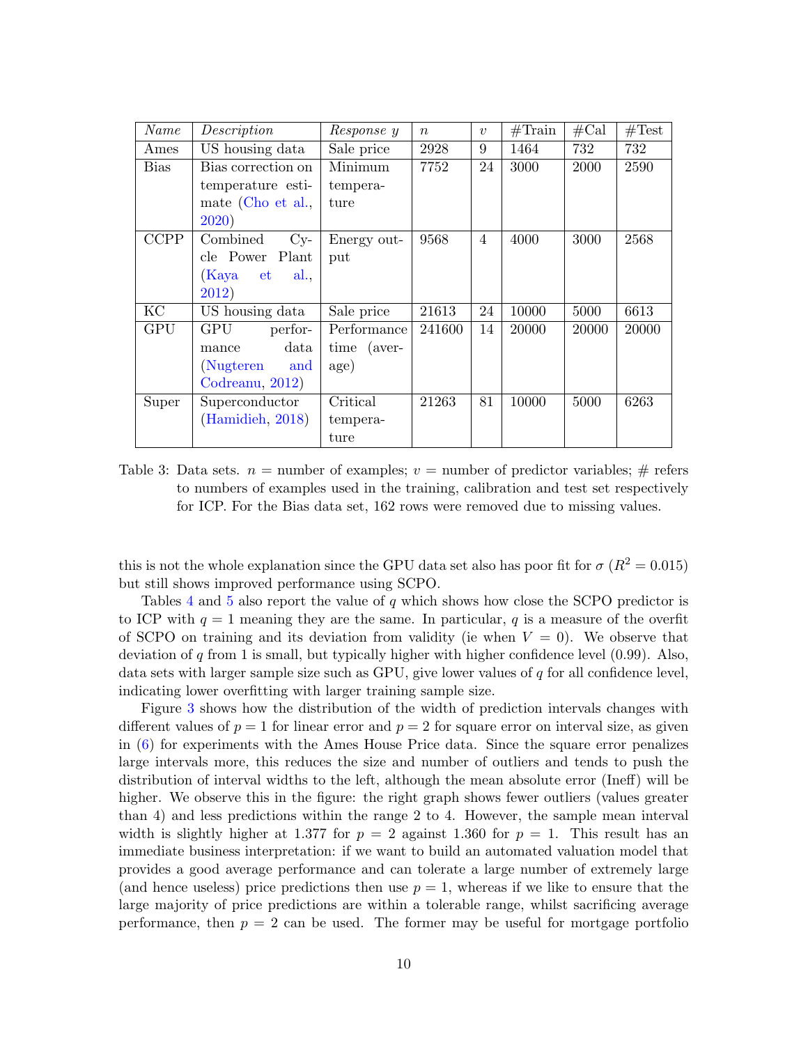| *Name* | *Description* | *Response y* | $n$ | $v$ | #Train | #Cal | #Test |
|---|---|---|---|---|---|---|---|
| Ames | US housing data | Sale price | 2928 | 9 | 1464 | 732 | 732 |
| Bias | Bias correction on temperature estimate (Cho et al., 2020) | Minimum temperature | 7752 | 24 | 3000 | 2000 | 2590 |
| CCPP | Combined Cycle Power Plant (Kaya et al., 2012) | Energy output | 9568 | 4 | 4000 | 3000 | 2568 |
| KC | US housing data | Sale price | 21613 | 24 | 10000 | 5000 | 6613 |
| GPU | GPU performance data (Nugteren and Codreanu, 2012) | Performance time (average) | 241600 | 14 | 20000 | 20000 | 20000 |
| Super | Superconductor (Hamidieh, 2018) | Critical temperature | 21263 | 81 | 10000 | 5000 | 6263 |

Table 3: Data sets. $n$ = number of examples; $v$ = number of predictor variables; # refers to numbers of examples used in the training, calibration and test set respectively for ICP. For the Bias data set, 162 rows were removed due to missing values.

this is not the whole explanation since the GPU data set also has poor fit for $\sigma$ ($R^2 = 0.015$) but still shows improved performance using SCPO.

Tables 4 and 5 also report the value of $q$ which shows how close the SCPO predictor is to ICP with $q = 1$ meaning they are the same. In particular, $q$ is a measure of the overfit of SCPO on training and its deviation from validity (ie when $V = 0$). We observe that deviation of $q$ from 1 is small, but typically higher with higher confidence level (0.99). Also, data sets with larger sample size such as GPU, give lower values of $q$ for all confidence level, indicating lower overfitting with larger training sample size.

Figure 3 shows how the distribution of the width of prediction intervals changes with different values of $p = 1$ for linear error and $p = 2$ for square error on interval size, as given in (6) for experiments with the Ames House Price data. Since the square error penalizes large intervals more, this reduces the size and number of outliers and tends to push the distribution of interval widths to the left, although the mean absolute error (Ineff) will be higher. We observe this in the figure: the right graph shows fewer outliers (values greater than 4) and less predictions within the range 2 to 4. However, the sample mean interval width is slightly higher at 1.377 for $p = 2$ against 1.360 for $p = 1$. This result has an immediate business interpretation: if we want to build an automated valuation model that provides a good average performance and can tolerate a large number of extremely large (and hence useless) price predictions then use $p = 1$, whereas if we like to ensure that the large majority of price predictions are within a tolerable range, whilst sacrificing average performance, then $p = 2$ can be used. The former may be useful for mortgage portfolio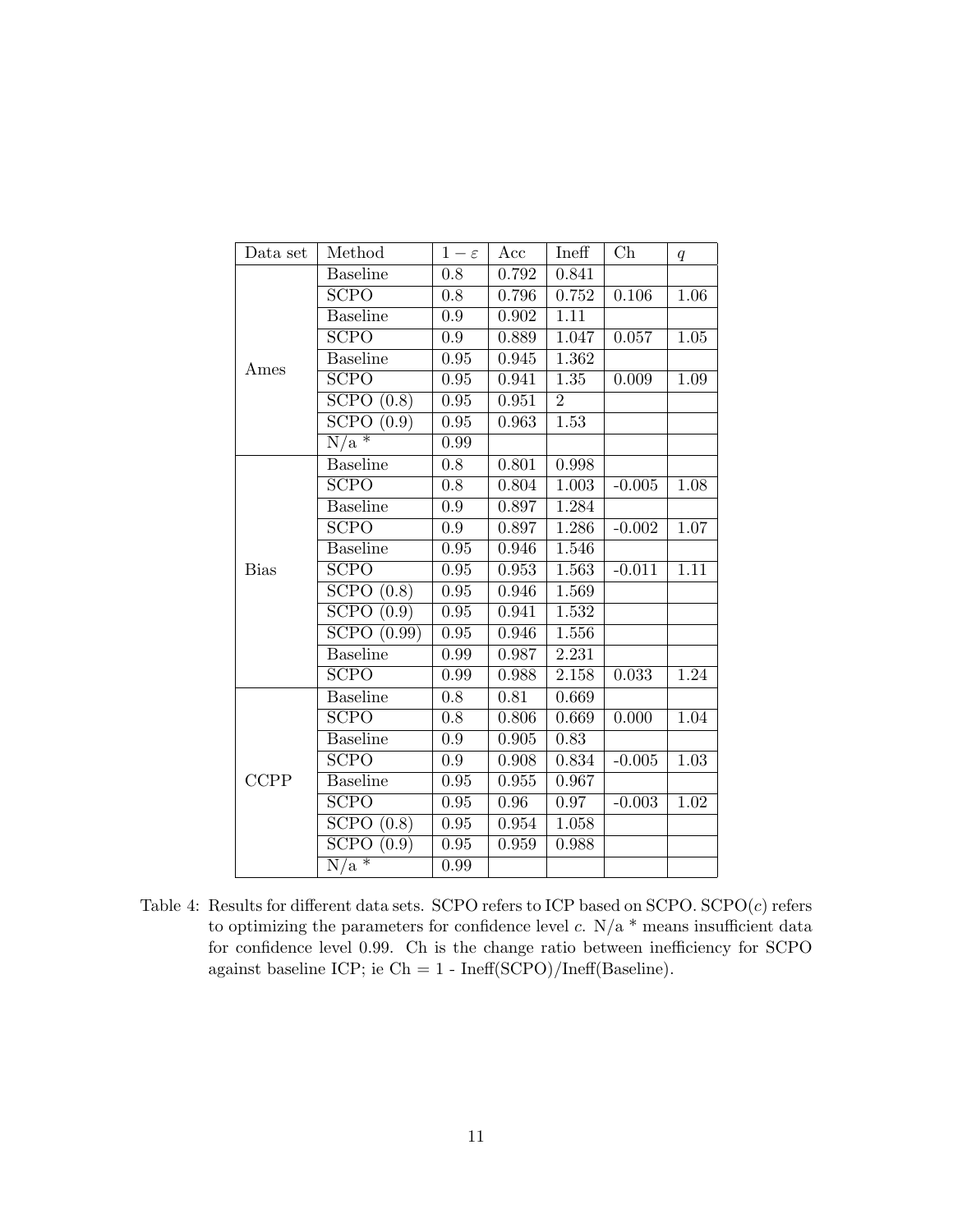| Data set | Method | $1-\varepsilon$ | Acc | Ineff | Ch | $q$ |
|---|---|---|---|---|---|---|
| Ames | Baseline | 0.8 | 0.792 | 0.841 | | |
| | SCPO | 0.8 | 0.796 | 0.752 | 0.106 | 1.06 |
| | Baseline | 0.9 | 0.902 | 1.11 | | |
| | SCPO | 0.9 | 0.889 | 1.047 | 0.057 | 1.05 |
| | Baseline | 0.95 | 0.945 | 1.362 | | |
| | SCPO | 0.95 | 0.941 | 1.35 | 0.009 | 1.09 |
| | SCPO (0.8) | 0.95 | 0.951 | 2 | | |
| | SCPO (0.9) | 0.95 | 0.963 | 1.53 | | |
| | N/a * | 0.99 | | | | |
| Bias | Baseline | 0.8 | 0.801 | 0.998 | | |
| | SCPO | 0.8 | 0.804 | 1.003 | -0.005 | 1.08 |
| | Baseline | 0.9 | 0.897 | 1.284 | | |
| | SCPO | 0.9 | 0.897 | 1.286 | -0.002 | 1.07 |
| | Baseline | 0.95 | 0.946 | 1.546 | | |
| | SCPO | 0.95 | 0.953 | 1.563 | -0.011 | 1.11 |
| | SCPO (0.8) | 0.95 | 0.946 | 1.569 | | |
| | SCPO (0.9) | 0.95 | 0.941 | 1.532 | | |
| | SCPO (0.99) | 0.95 | 0.946 | 1.556 | | |
| | Baseline | 0.99 | 0.987 | 2.231 | | |
| | SCPO | 0.99 | 0.988 | 2.158 | 0.033 | 1.24 |
| CCPP | Baseline | 0.8 | 0.81 | 0.669 | | |
| | SCPO | 0.8 | 0.806 | 0.669 | 0.000 | 1.04 |
| | Baseline | 0.9 | 0.905 | 0.83 | | |
| | SCPO | 0.9 | 0.908 | 0.834 | -0.005 | 1.03 |
| | Baseline | 0.95 | 0.955 | 0.967 | | |
| | SCPO | 0.95 | 0.96 | 0.97 | -0.003 | 1.02 |
| | SCPO (0.8) | 0.95 | 0.954 | 1.058 | | |
| | SCPO (0.9) | 0.95 | 0.959 | 0.988 | | |
| | N/a * | 0.99 | | | | |

Table 4: Results for different data sets. SCPO refers to ICP based on SCPO. SCPO($c$) refers to optimizing the parameters for confidence level $c$. N/a * means insufficient data for confidence level 0.99. Ch is the change ratio between inefficiency for SCPO against baseline ICP; ie Ch = 1 - Ineff(SCPO)/Ineff(Baseline).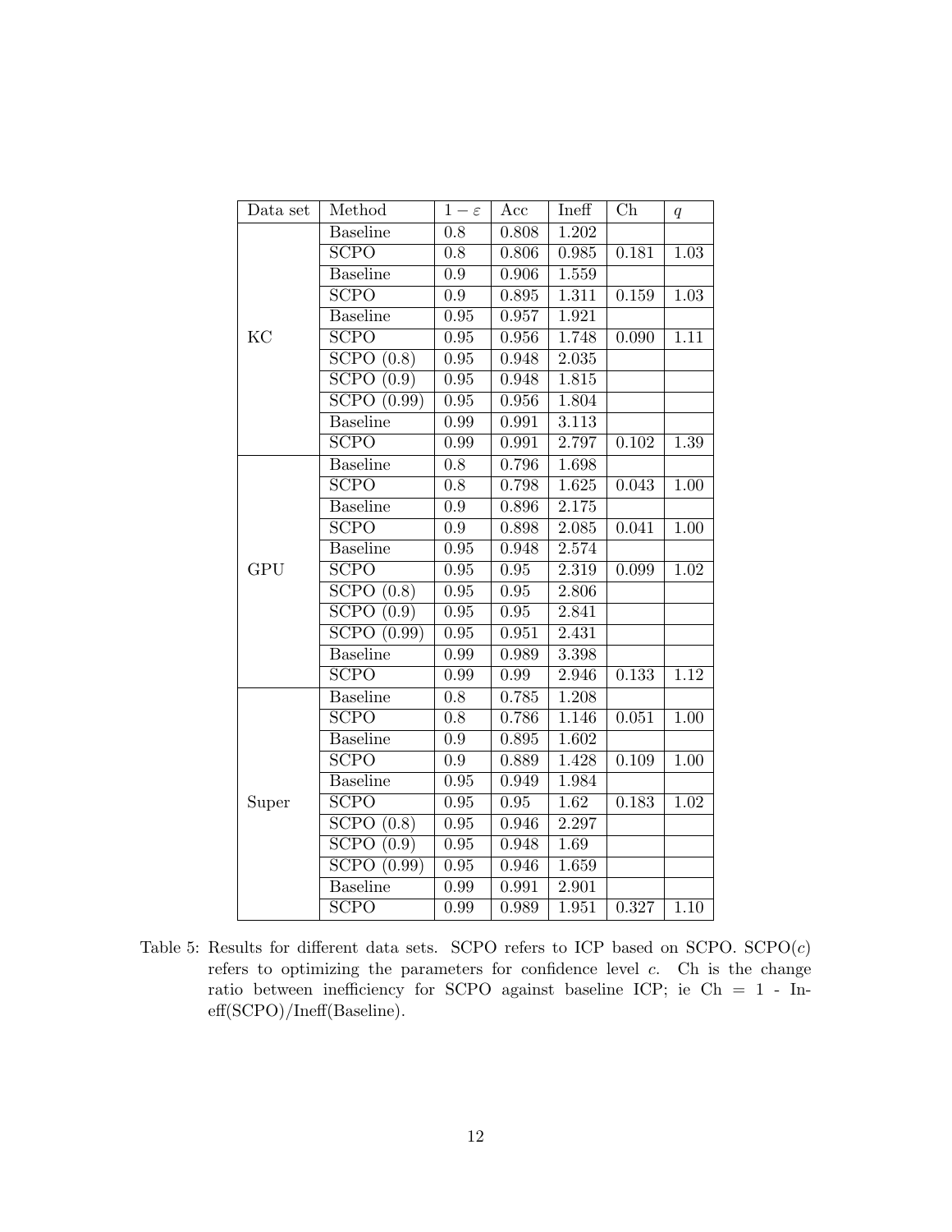| Data set | Method | $1-\varepsilon$ | Acc | Ineff | Ch | $q$ |
|---|---|---|---|---|---|---|
| KC | Baseline | 0.8 | 0.808 | 1.202 | | |
| | SCPO | 0.8 | 0.806 | 0.985 | 0.181 | 1.03 |
| | Baseline | 0.9 | 0.906 | 1.559 | | |
| | SCPO | 0.9 | 0.895 | 1.311 | 0.159 | 1.03 |
| | Baseline | 0.95 | 0.957 | 1.921 | | |
| | SCPO | 0.95 | 0.956 | 1.748 | 0.090 | 1.11 |
| | SCPO (0.8) | 0.95 | 0.948 | 2.035 | | |
| | SCPO (0.9) | 0.95 | 0.948 | 1.815 | | |
| | SCPO (0.99) | 0.95 | 0.956 | 1.804 | | |
| | Baseline | 0.99 | 0.991 | 3.113 | | |
| | SCPO | 0.99 | 0.991 | 2.797 | 0.102 | 1.39 |
| GPU | Baseline | 0.8 | 0.796 | 1.698 | | |
| | SCPO | 0.8 | 0.798 | 1.625 | 0.043 | 1.00 |
| | Baseline | 0.9 | 0.896 | 2.175 | | |
| | SCPO | 0.9 | 0.898 | 2.085 | 0.041 | 1.00 |
| | Baseline | 0.95 | 0.948 | 2.574 | | |
| | SCPO | 0.95 | 0.95 | 2.319 | 0.099 | 1.02 |
| | SCPO (0.8) | 0.95 | 0.95 | 2.806 | | |
| | SCPO (0.9) | 0.95 | 0.95 | 2.841 | | |
| | SCPO (0.99) | 0.95 | 0.951 | 2.431 | | |
| | Baseline | 0.99 | 0.989 | 3.398 | | |
| | SCPO | 0.99 | 0.99 | 2.946 | 0.133 | 1.12 |
| Super | Baseline | 0.8 | 0.785 | 1.208 | | |
| | SCPO | 0.8 | 0.786 | 1.146 | 0.051 | 1.00 |
| | Baseline | 0.9 | 0.895 | 1.602 | | |
| | SCPO | 0.9 | 0.889 | 1.428 | 0.109 | 1.00 |
| | Baseline | 0.95 | 0.949 | 1.984 | | |
| | SCPO | 0.95 | 0.95 | 1.62 | 0.183 | 1.02 |
| | SCPO (0.8) | 0.95 | 0.946 | 2.297 | | |
| | SCPO (0.9) | 0.95 | 0.948 | 1.69 | | |
| | SCPO (0.99) | 0.95 | 0.946 | 1.659 | | |
| | Baseline | 0.99 | 0.991 | 2.901 | | |
| | SCPO | 0.99 | 0.989 | 1.951 | 0.327 | 1.10 |

Table 5: Results for different data sets. SCPO refers to ICP based on SCPO. SCPO($c$) refers to optimizing the parameters for confidence level $c$. Ch is the change ratio between inefficiency for SCPO against baseline ICP; ie Ch = 1 - Ineff(SCPO)/Ineff(Baseline).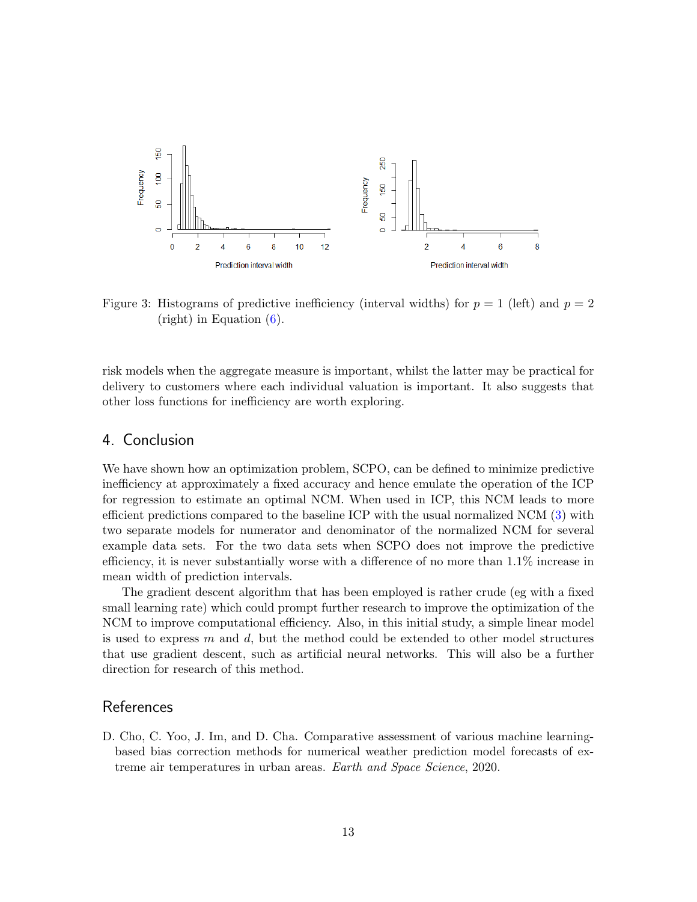Figure 3: Histograms of predictive inefficiency (interval widths) for $p = 1$ (left) and $p = 2$ (right) in Equation (6).

risk models when the aggregate measure is important, whilst the latter may be practical for delivery to customers where each individual valuation is important. It also suggests that other loss functions for inefficiency are worth exploring.

## 4. Conclusion

We have shown how an optimization problem, SCPO, can be defined to minimize predictive inefficiency at approximately a fixed accuracy and hence emulate the operation of the ICP for regression to estimate an optimal NCM. When used in ICP, this NCM leads to more efficient predictions compared to the baseline ICP with the usual normalized NCM (3) with two separate models for numerator and denominator of the normalized NCM for several example data sets. For the two data sets when SCPO does not improve the predictive efficiency, it is never substantially worse with a difference of no more than 1.1% increase in mean width of prediction intervals.

The gradient descent algorithm that has been employed is rather crude (eg with a fixed small learning rate) which could prompt further research to improve the optimization of the NCM to improve computational efficiency. Also, in this initial study, a simple linear model is used to express $m$ and $d$, but the method could be extended to other model structures that use gradient descent, such as artificial neural networks. This will also be a further direction for research of this method.

## References

D. Cho, C. Yoo, J. Im, and D. Cha. Comparative assessment of various machine learning-based bias correction methods for numerical weather prediction model forecasts of extreme air temperatures in urban areas. *Earth and Space Science*, 2020.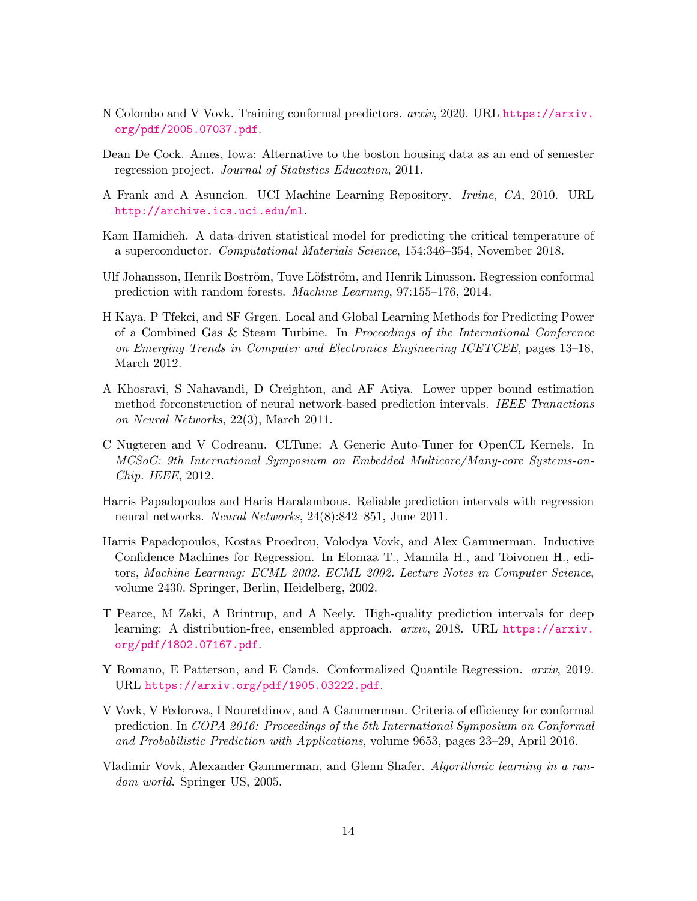N Colombo and V Vovk. Training conformal predictors. *arxiv*, 2020. URL https://arxiv.org/pdf/2005.07037.pdf.

Dean De Cock. Ames, Iowa: Alternative to the boston housing data as an end of semester regression project. *Journal of Statistics Education*, 2011.

A Frank and A Asuncion. UCI Machine Learning Repository. *Irvine, CA*, 2010. URL http://archive.ics.uci.edu/ml.

Kam Hamidieh. A data-driven statistical model for predicting the critical temperature of a superconductor. *Computational Materials Science*, 154:346–354, November 2018.

Ulf Johansson, Henrik Boström, Tuve Löfström, and Henrik Linusson. Regression conformal prediction with random forests. *Machine Learning*, 97:155–176, 2014.

H Kaya, P Tfekci, and SF Grgen. Local and Global Learning Methods for Predicting Power of a Combined Gas & Steam Turbine. In *Proceedings of the International Conference on Emerging Trends in Computer and Electronics Engineering ICETCEE*, pages 13–18, March 2012.

A Khosravi, S Nahavandi, D Creighton, and AF Atiya. Lower upper bound estimation method forconstruction of neural network-based prediction intervals. *IEEE Tranactions on Neural Networks*, 22(3), March 2011.

C Nugteren and V Codreanu. CLTune: A Generic Auto-Tuner for OpenCL Kernels. In *MCSoC: 9th International Symposium on Embedded Multicore/Many-core Systems-on-Chip. IEEE*, 2012.

Harris Papadopoulos and Haris Haralambous. Reliable prediction intervals with regression neural networks. *Neural Networks*, 24(8):842–851, June 2011.

Harris Papadopoulos, Kostas Proedrou, Volodya Vovk, and Alex Gammerman. Inductive Confidence Machines for Regression. In Elomaa T., Mannila H., and Toivonen H., editors, *Machine Learning: ECML 2002. ECML 2002. Lecture Notes in Computer Science*, volume 2430. Springer, Berlin, Heidelberg, 2002.

T Pearce, M Zaki, A Brintrup, and A Neely. High-quality prediction intervals for deep learning: A distribution-free, ensembled approach. *arxiv*, 2018. URL https://arxiv.org/pdf/1802.07167.pdf.

Y Romano, E Patterson, and E Cands. Conformalized Quantile Regression. *arxiv*, 2019. URL https://arxiv.org/pdf/1905.03222.pdf.

V Vovk, V Fedorova, I Nouretdinov, and A Gammerman. Criteria of efficiency for conformal prediction. In *COPA 2016: Proceedings of the 5th International Symposium on Conformal and Probabilistic Prediction with Applications*, volume 9653, pages 23–29, April 2016.

Vladimir Vovk, Alexander Gammerman, and Glenn Shafer. *Algorithmic learning in a random world*. Springer US, 2005.